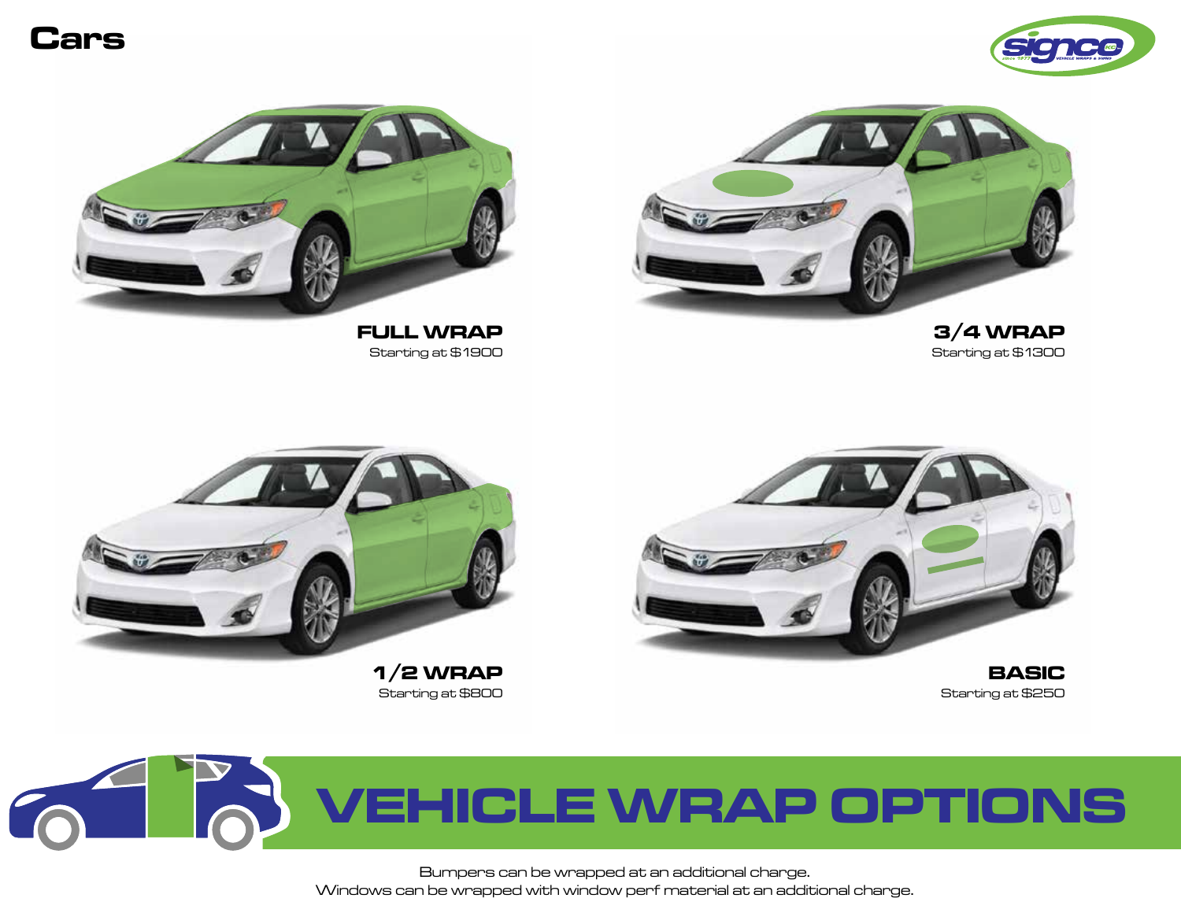# Cars

**FULL WRAP**
Starting at $1900

**3/4 WRAP**
Starting at $1300

**1/2 WRAP**
Starting at $800

**BASIC**
Starting at $250

## VEHICLE WRAP OPTIONS

Bumpers can be wrapped at an additional charge.
Windows can be wrapped with window perf material at an additional charge.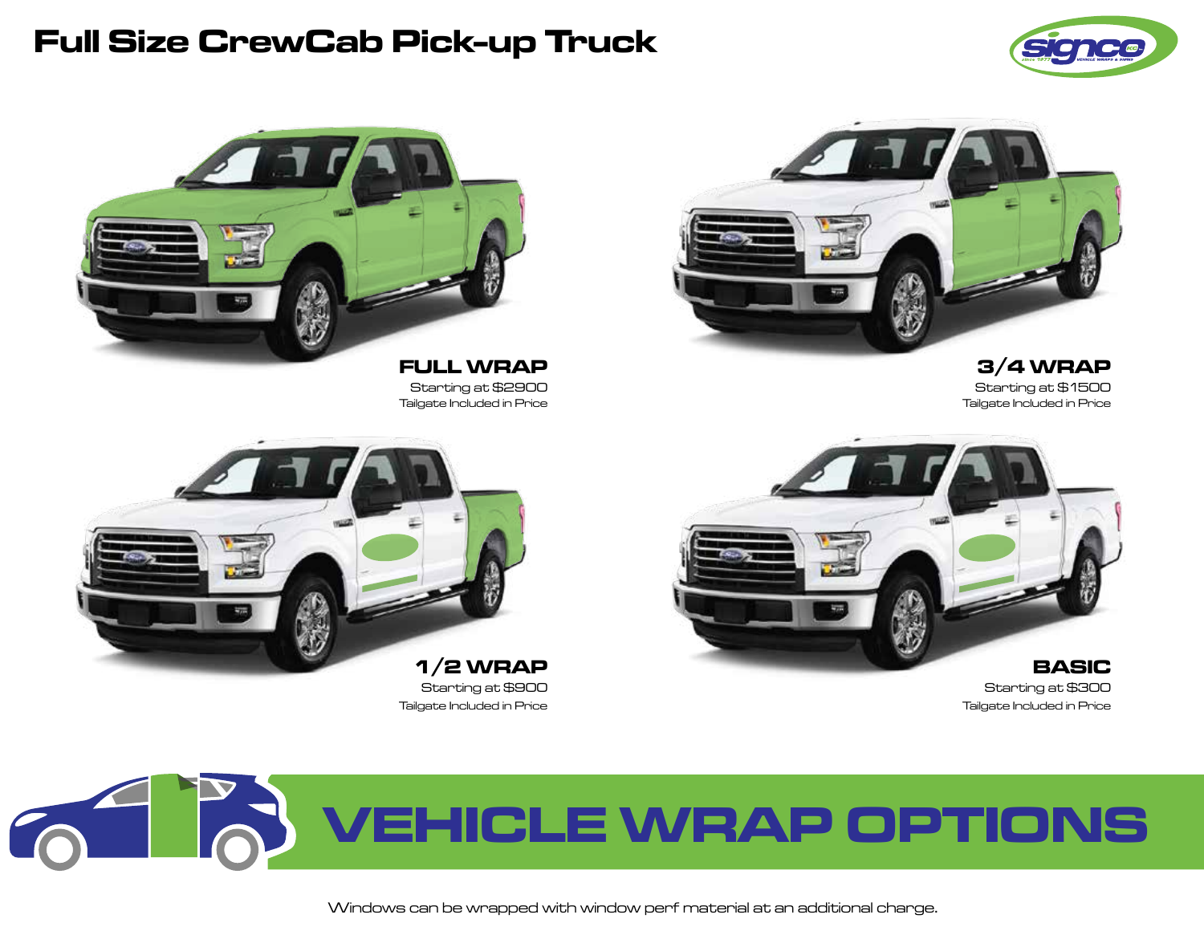# Full Size CrewCab Pick-up Truck

**FULL WRAP**
Starting at $2900
Tailgate Included in Price

**3/4 WRAP**
Starting at $1500
Tailgate Included in Price

**1/2 WRAP**
Starting at $900
Tailgate Included in Price

**BASIC**
Starting at $300
Tailgate Included in Price

## VEHICLE WRAP OPTIONS

Windows can be wrapped with window perf material at an additional charge.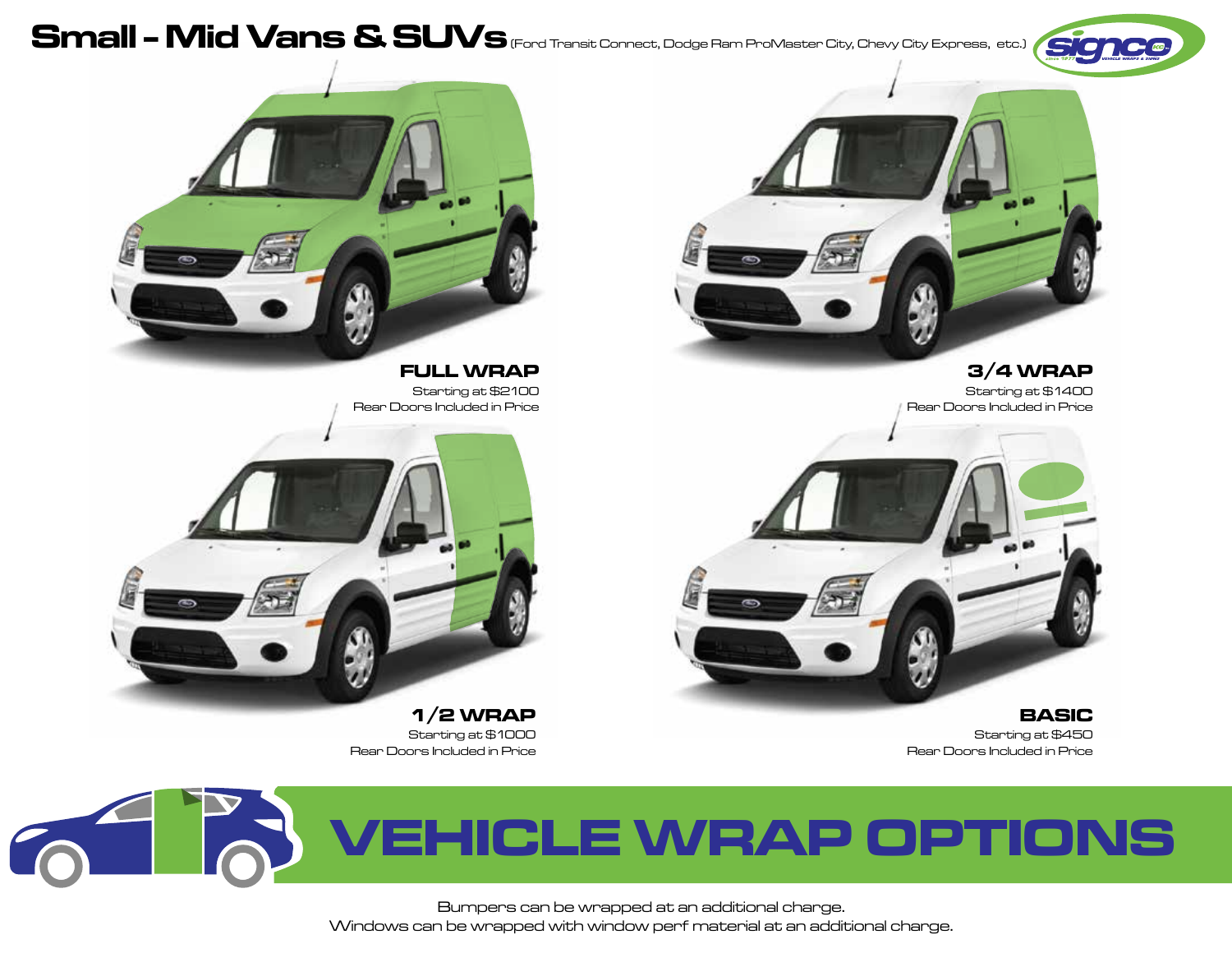# Small - Mid Vans & SUVs (Ford Transit Connect, Dodge Ram ProMaster City, Chevy City Express, etc.)

signco

**FULL WRAP**
Starting at $2100
Rear Doors Included in Price

**3/4 WRAP**
Starting at $1400
Rear Doors Included in Price

**1/2 WRAP**
Starting at $1000
Rear Doors Included in Price

**BASIC**
Starting at $450
Rear Doors Included in Price

# VEHICLE WRAP OPTIONS

Bumpers can be wrapped at an additional charge.
Windows can be wrapped with window perf material at an additional charge.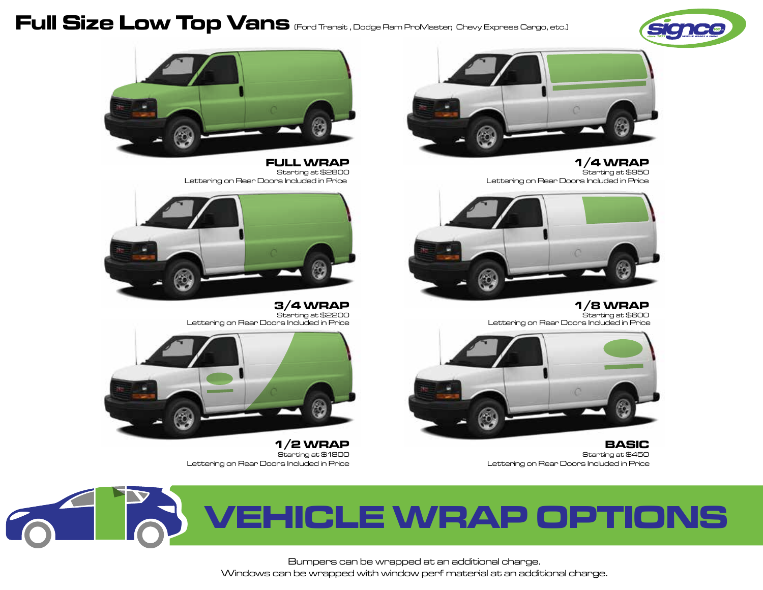# Full Size Low Top Vans (Ford Transit , Dodge Ram ProMaster; Chevy Express Cargo, etc.)

**FULL WRAP**
Starting at $2800
Lettering on Rear Doors Included in Price

**1/4 WRAP**
Starting at $950
Lettering on Rear Doors Included in Price

**3/4 WRAP**
Starting at $2200
Lettering on Rear Doors Included in Price

**1/8 WRAP**
Starting at $600
Lettering on Rear Doors Included in Price

**1/2 WRAP**
Starting at $1800
Lettering on Rear Doors Included in Price

**BASIC**
Starting at $450
Lettering on Rear Doors Included in Price

# VEHICLE WRAP OPTIONS

Bumpers can be wrapped at an additional charge.
Windows can be wrapped with window perf material at an additional charge.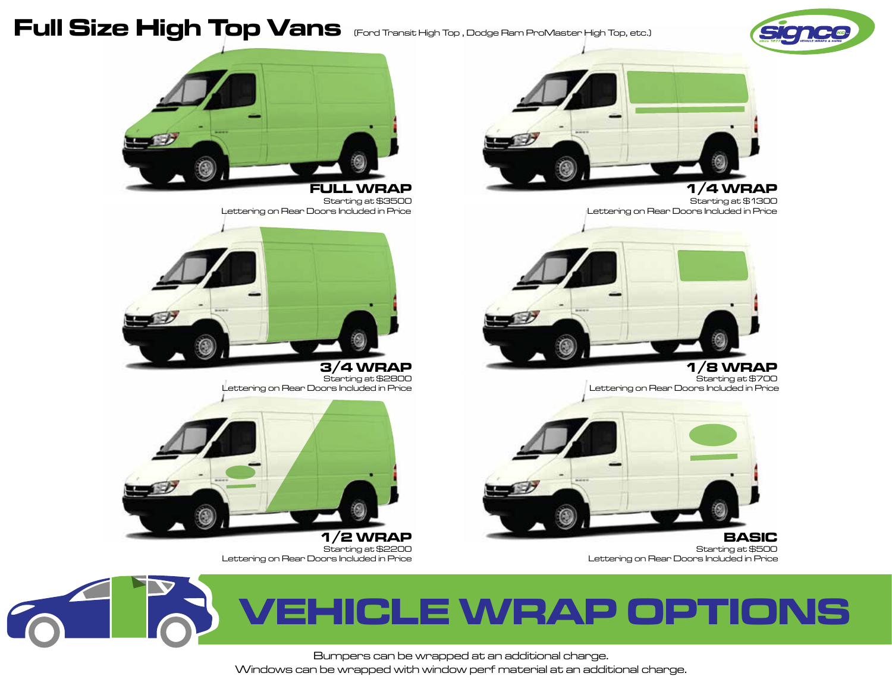# Full Size High Top Vans

(Ford Transit High Top , Dodge Ram ProMaster High Top, etc.)

### FULL WRAP
Starting at $3500
Lettering on Rear Doors Included in Price

### 1/4 WRAP
Starting at $1300
Lettering on Rear Doors Included in Price

### 3/4 WRAP
Starting at $2800
Lettering on Rear Doors Included in Price

### 1/8 WRAP
Starting at $700
Lettering on Rear Doors Included in Price

### 1/2 WRAP
Starting at $2200
Lettering on Rear Doors Included in Price

### BASIC
Starting at $500
Lettering on Rear Doors Included in Price

## VEHICLE WRAP OPTIONS

Bumpers can be wrapped at an additional charge.
Windows can be wrapped with window perf material at an additional charge.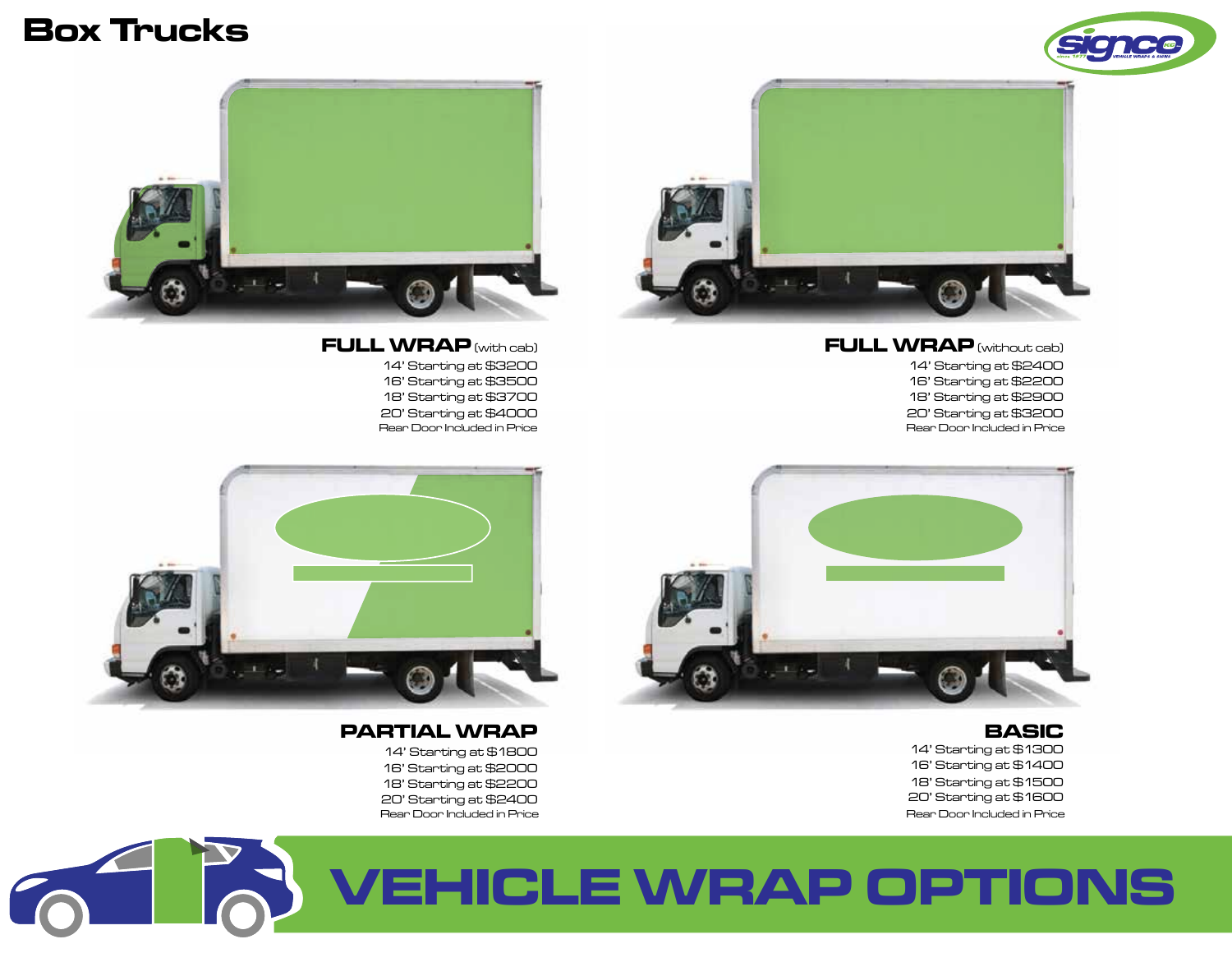# Box Trucks

## FULL WRAP (with cab)

14' Starting at $3200
16' Starting at $3500
18' Starting at $3700
20' Starting at $4000
Rear Door Included in Price

## FULL WRAP (without cab)

14' Starting at $2400
16' Starting at $2200
18' Starting at $2900
20' Starting at $3200
Rear Door Included in Price

## PARTIAL WRAP

14' Starting at $1800
16' Starting at $2000
18' Starting at $2200
20' Starting at $2400
Rear Door Included in Price

## BASIC

14' Starting at $1300
16' Starting at $1400
18' Starting at $1500
20' Starting at $1600
Rear Door Included in Price

# VEHICLE WRAP OPTIONS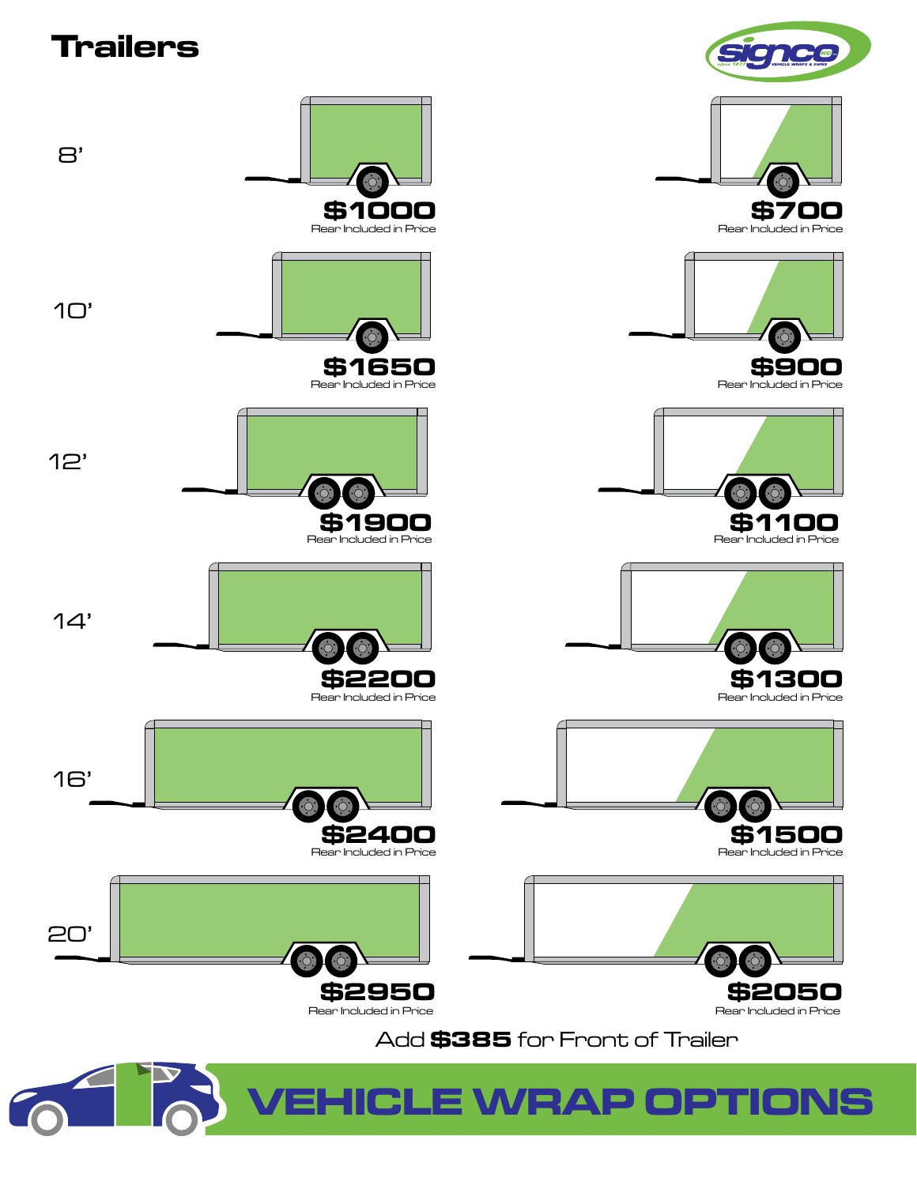# Trailers

signco — VEHICLE WRAPS & SIGNS

| Size | Full Wrap | Partial Wrap |
| --- | --- | --- |
| 8' | **$1000** Rear Included in Price | **$700** Rear Included in Price |
| 10' | **$1650** Rear Included in Price | **$900** Rear Included in Price |
| 12' | **$1900** Rear Included in Price | **$1100** Rear Included in Price |
| 14' | **$2200** Rear Included in Price | **$1300** Rear Included in Price |
| 16' | **$2400** Rear Included in Price | **$1500** Rear Included in Price |
| 20' | **$2950** Rear Included in Price | **$2050** Rear Included in Price |

Add **$385** for Front of Trailer

## VEHICLE WRAP OPTIONS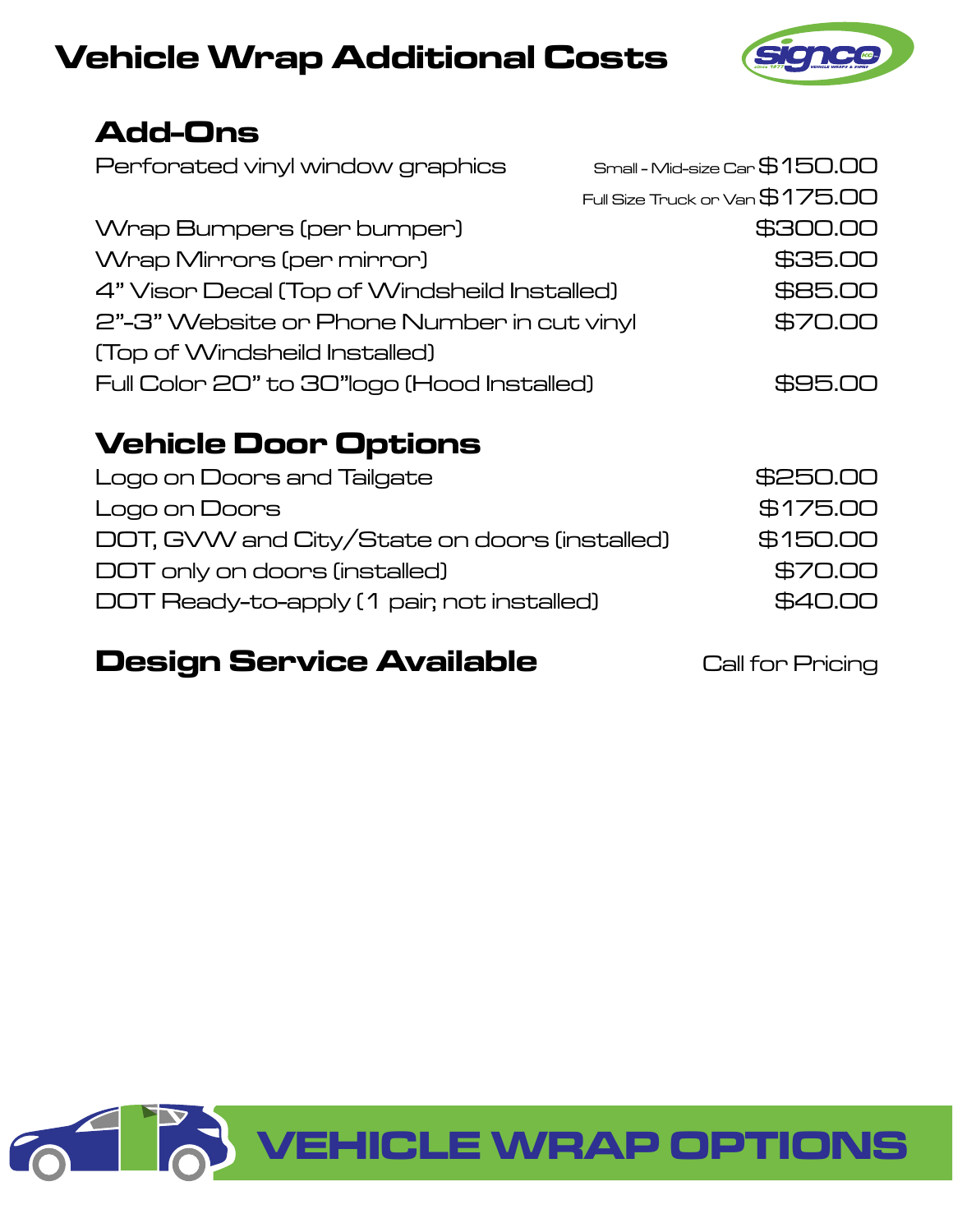# Vehicle Wrap Additional Costs

## Add-Ons

| | |
|---|---|
| Perforated vinyl window graphics | Small - Mid-size Car $150.00 |
| | Full Size Truck or Van $175.00 |
| Wrap Bumpers (per bumper) | $300.00 |
| Wrap Mirrors (per mirror) | $35.00 |
| 4" Visor Decal (Top of Windsheild Installed) | $85.00 |
| 2"-3" Website or Phone Number in cut vinyl (Top of Windsheild Installed) | $70.00 |
| Full Color 20" to 30"logo (Hood Installed) | $95.00 |

## Vehicle Door Options

| | |
|---|---|
| Logo on Doors and Tailgate | $250.00 |
| Logo on Doors | $175.00 |
| DOT, GVW and City/State on doors (installed) | $150.00 |
| DOT only on doors (installed) | $70.00 |
| DOT Ready-to-apply (1 pair, not installed) | $40.00 |

## Design Service Available

Call for Pricing

VEHICLE WRAP OPTIONS